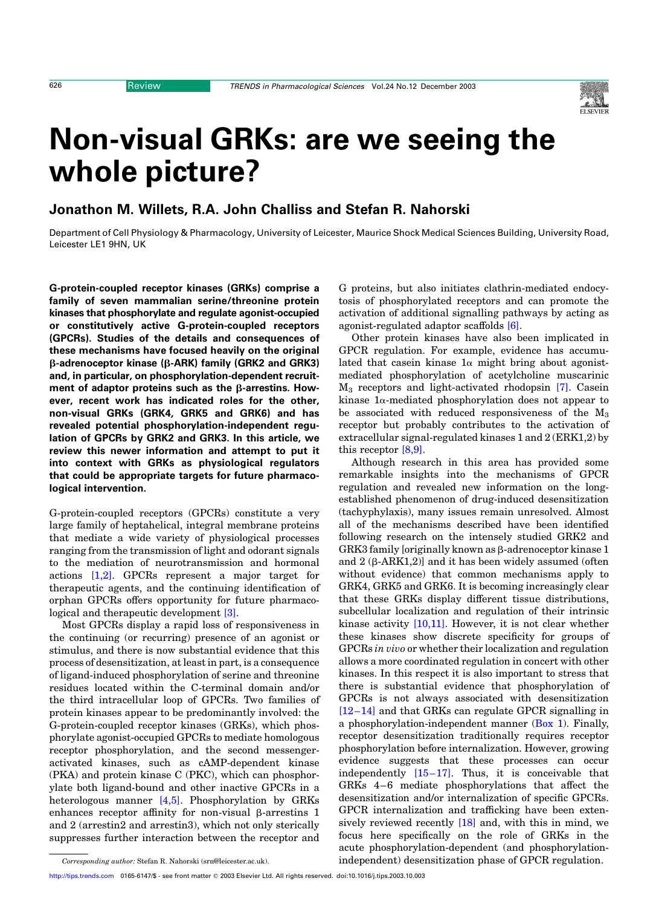# Non-visual GRKs: are we seeing the whole picture?

## Jonathon M. Willets, R.A. John Challiss and Stefan R. Nahorski

Department of Cell Physiology & Pharmacology, University of Leicester, Maurice Shock Medical Sciences Building, University Road, Leicester LE1 9HN, UK

**G-protein-coupled receptor kinases (GRKs) comprise a family of seven mammalian serine/threonine protein kinases that phosphorylate and regulate agonist-occupied or constitutively active G-protein-coupled receptors (GPCRs). Studies of the details and consequences of these mechanisms have focused heavily on the original β-adrenoceptor kinase (β-ARK) family (GRK2 and GRK3) and, in particular, on phosphorylation-dependent recruitment of adaptor proteins such as the β-arrestins. However, recent work has indicated roles for the other, non-visual GRKs (GRK4, GRK5 and GRK6) and has revealed potential phosphorylation-independent regulation of GPCRs by GRK2 and GRK3. In this article, we review this newer information and attempt to put it into context with GRKs as physiological regulators that could be appropriate targets for future pharmacological intervention.**

G-protein-coupled receptors (GPCRs) constitute a very large family of heptahelical, integral membrane proteins that mediate a wide variety of physiological processes ranging from the transmission of light and odorant signals to the mediation of neurotransmission and hormonal actions [1,2]. GPCRs represent a major target for therapeutic agents, and the continuing identification of orphan GPCRs offers opportunity for future pharmacological and therapeutic development [3].

Most GPCRs display a rapid loss of responsiveness in the continuing (or recurring) presence of an agonist or stimulus, and there is now substantial evidence that this process of desensitization, at least in part, is a consequence of ligand-induced phosphorylation of serine and threonine residues located within the C-terminal domain and/or the third intracellular loop of GPCRs. Two families of protein kinases appear to be predominantly involved: the G-protein-coupled receptor kinases (GRKs), which phosphorylate agonist-occupied GPCRs to mediate homologous receptor phosphorylation, and the second messenger-activated kinases, such as cAMP-dependent kinase (PKA) and protein kinase C (PKC), which can phosphorylate both ligand-bound and other inactive GPCRs in a heterologous manner [4,5]. Phosphorylation by GRKs enhances receptor affinity for non-visual β-arrestins 1 and 2 (arrestin2 and arrestin3), which not only sterically suppresses further interaction between the receptor and G proteins, but also initiates clathrin-mediated endocytosis of phosphorylated receptors and can promote the activation of additional signalling pathways by acting as agonist-regulated adaptor scaffolds [6].

Other protein kinases have also been implicated in GPCR regulation. For example, evidence has accumulated that casein kinase 1α might bring about agonist-mediated phosphorylation of acetylcholine muscarinic $M_3$ receptors and light-activated rhodopsin [7]. Casein kinase 1α-mediated phosphorylation does not appear to be associated with reduced responsiveness of the $M_3$ receptor but probably contributes to the activation of extracellular signal-regulated kinases 1 and 2 (ERK1,2) by this receptor [8,9].

Although research in this area has provided some remarkable insights into the mechanisms of GPCR regulation and revealed new information on the long-established phenomenon of drug-induced desensitization (tachyphylaxis), many issues remain unresolved. Almost all of the mechanisms described have been identified following research on the intensely studied GRK2 and GRK3 family [originally known as β-adrenoceptor kinase 1 and 2 (β-ARK1,2)] and it has been widely assumed (often without evidence) that common mechanisms apply to GRK4, GRK5 and GRK6. It is becoming increasingly clear that these GRKs display different tissue distributions, subcellular localization and regulation of their intrinsic kinase activity [10,11]. However, it is not clear whether these kinases show discrete specificity for groups of GPCRs *in vivo* or whether their localization and regulation allows a more coordinated regulation in concert with other kinases. In this respect it is also important to stress that there is substantial evidence that phosphorylation of GPCRs is not always associated with desensitization [12–14] and that GRKs can regulate GPCR signalling in a phosphorylation-independent manner (Box 1). Finally, receptor desensitization traditionally requires receptor phosphorylation before internalization. However, growing evidence suggests that these processes can occur independently [15–17]. Thus, it is conceivable that GRKs 4–6 mediate phosphorylations that affect the desensitization and/or internalization of specific GPCRs. GPCR internalization and trafficking have been extensively reviewed recently [18] and, with this in mind, we focus here specifically on the role of GRKs in the acute phosphorylation-dependent (and phosphorylation-independent) desensitization phase of GPCR regulation.

*Corresponding author:* Stefan R. Nahorski (srn@leicester.ac.uk).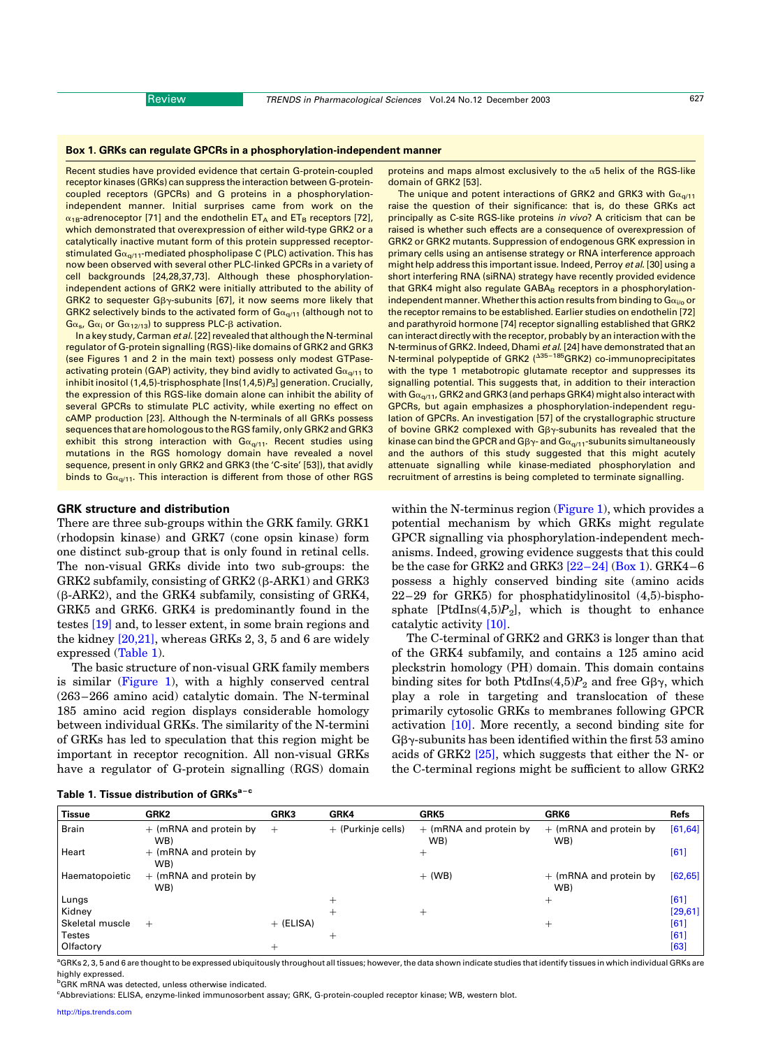### Box 1. GRKs can regulate GPCRs in a phosphorylation-independent manner

Recent studies have provided evidence that certain G-protein-coupled receptor kinases (GRKs) can suppress the interaction between G-protein-coupled receptors (GPCRs) and G proteins in a phosphorylation-independent manner. Initial surprises came from work on the $\alpha_{1B}$-adrenoceptor [71] and the endothelin $ET_A$ and $ET_B$ receptors [72], which demonstrated that overexpression of either wild-type GRK2 or a catalytically inactive mutant form of this protein suppressed receptor-stimulated $G\alpha_{q/11}$-mediated phospholipase C (PLC) activation. This has now been observed with several other PLC-linked GPCRs in a variety of cell backgrounds [24,28,37,73]. Although these phosphorylation-independent actions of GRK2 were initially attributed to the ability of GRK2 to sequester $G\beta\gamma$-subunits [67], it now seems more likely that GRK2 selectively binds to the activated form of $G\alpha_{q/11}$ (although not to $G\alpha_s$, $G\alpha_i$ or $G\alpha_{12/13}$) to suppress PLC-β activation.

In a key study, Carman *et al.* [22] revealed that although the N-terminal regulator of G-protein signalling (RGS)-like domains of GRK2 and GRK3 (see Figures 1 and 2 in the main text) possess only modest GTPase-activating protein (GAP) activity, they bind avidly to activated $G\alpha_{q/11}$ to inhibit inositol (1,4,5)-trisphosphate [Ins(1,4,5)$P_3$] generation. Crucially, the expression of this RGS-like domain alone can inhibit the ability of several GPCRs to stimulate PLC activity, while exerting no effect on cAMP production [23]. Although the N-terminals of all GRKs possess sequences that are homologous to the RGS family, only GRK2 and GRK3 exhibit this strong interaction with $G\alpha_{q/11}$. Recent studies using mutations in the RGS homology domain have revealed a novel sequence, present in only GRK2 and GRK3 (the 'C-site' [53]), that avidly binds to $G\alpha_{q/11}$. This interaction is different from those of other RGS proteins and maps almost exclusively to the α5 helix of the RGS-like domain of GRK2 [53].

The unique and potent interactions of GRK2 and GRK3 with $G\alpha_{q/11}$ raise the question of their significance: that is, do these GRKs act principally as C-site RGS-like proteins *in vivo*? A criticism that can be raised is whether such effects are a consequence of overexpression of GRK2 or GRK2 mutants. Suppression of endogenous GRK expression in primary cells using an antisense strategy or RNA interference approach might help address this important issue. Indeed, Perroy *et al.* [30] using a short interfering RNA (siRNA) strategy have recently provided evidence that GRK4 might also regulate $GABA_B$ receptors in a phosphorylation-independent manner. Whether this action results from binding to $G\alpha_{i/o}$ or the receptor remains to be established. Earlier studies on endothelin [72] and parathyroid hormone [74] receptor signalling established that GRK2 can interact directly with the receptor, probably by an interaction with the N-terminus of GRK2. Indeed, Dhami *et al.* [24] have demonstrated that an N-terminal polypeptide of GRK2 ($^{\Delta 35-185}$GRK2) co-immunoprecipitates with the type 1 metabotropic glutamate receptor and suppresses its signalling potential. This suggests that, in addition to their interaction with $G\alpha_{q/11}$, GRK2 and GRK3 (and perhaps GRK4) might also interact with GPCRs, but again emphasizes a phosphorylation-independent regulation of GPCRs. An investigation [57] of the crystallographic structure of bovine GRK2 complexed with $G\beta\gamma$-subunits has revealed that the kinase can bind the GPCR and $G\beta\gamma$- and $G\alpha_{q/11}$-subunits simultaneously and the authors of this study suggested that this might acutely attenuate signalling while kinase-mediated phosphorylation and recruitment of arrestins is being completed to terminate signalling.

## GRK structure and distribution

There are three sub-groups within the GRK family. GRK1 (rhodopsin kinase) and GRK7 (cone opsin kinase) form one distinct sub-group that is only found in retinal cells. The non-visual GRKs divide into two sub-groups: the GRK2 subfamily, consisting of GRK2 (β-ARK1) and GRK3 (β-ARK2), and the GRK4 subfamily, consisting of GRK4, GRK5 and GRK6. GRK4 is predominantly found in the testes [19] and, to lesser extent, in some brain regions and the kidney [20,21], whereas GRKs 2, 3, 5 and 6 are widely expressed (Table 1).

The basic structure of non-visual GRK family members is similar (Figure 1), with a highly conserved central (263–266 amino acid) catalytic domain. The N-terminal 185 amino acid region displays considerable homology between individual GRKs. The similarity of the N-termini of GRKs has led to speculation that this region might be important in receptor recognition. All non-visual GRKs have a regulator of G-protein signalling (RGS) domain within the N-terminus region (Figure 1), which provides a potential mechanism by which GRKs might regulate GPCR signalling via phosphorylation-independent mechanisms. Indeed, growing evidence suggests that this could be the case for GRK2 and GRK3 [22–24] (Box 1). GRK4–6 possess a highly conserved binding site (amino acids 22–29 for GRK5) for phosphatidylinositol (4,5)-bisphosphate [PtdIns(4,5)$P_2$], which is thought to enhance catalytic activity [10].

The C-terminal of GRK2 and GRK3 is longer than that of the GRK4 subfamily, and contains a 125 amino acid pleckstrin homology (PH) domain. This domain contains binding sites for both PtdIns(4,5)$P_2$ and free $G\beta\gamma$, which play a role in targeting and translocation of these primarily cytosolic GRKs to membranes following GPCR activation [10]. More recently, a second binding site for $G\beta\gamma$-subunits has been identified within the first 53 amino acids of GRK2 [25], which suggests that either the N- or the C-terminal regions might be sufficient to allow GRK2

**Table 1. Tissue distribution of GRKs[a–c]**

| Tissue | GRK2 | GRK3 | GRK4 | GRK5 | GRK6 | Refs |
|---|---|---|---|---|---|---|
| Brain | + (mRNA and protein by WB) | + | + (Purkinje cells) | + (mRNA and protein by WB) | + (mRNA and protein by WB) | [61,64] |
| Heart | + (mRNA and protein by WB) | | | + | | [61] |
| Haematopoietic | + (mRNA and protein by WB) | | | + (WB) | + (mRNA and protein by WB) | [62,65] |
| Lungs | | | + | | + | [61] |
| Kidney | | | + | + | | [29,61] |
| Skeletal muscle | + | + (ELISA) | | | + | [61] |
| Testes | | | + | | | [61] |
| Olfactory | | + | | | | [63] |

[a]GRKs 2, 3, 5 and 6 are thought to be expressed ubiquitously throughout all tissues; however, the data shown indicate studies that identify tissues in which individual GRKs are highly expressed.
[b]GRK mRNA was detected, unless otherwise indicated.
[c]Abbreviations: ELISA, enzyme-linked immunosorbent assay; GRK, G-protein-coupled receptor kinase; WB, western blot.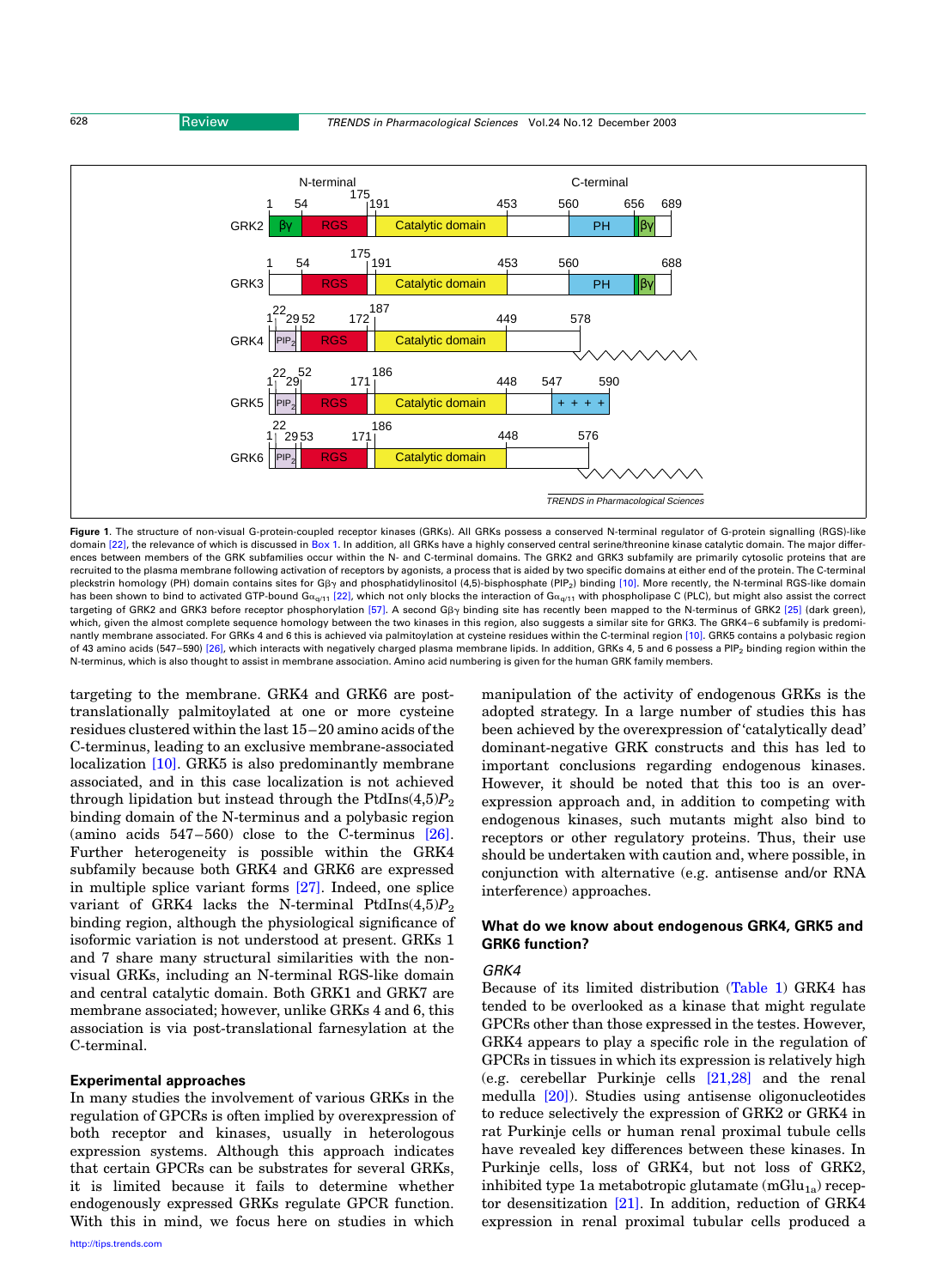**Figure 1.** The structure of non-visual G-protein-coupled receptor kinases (GRKs). All GRKs possess a conserved N-terminal regulator of G-protein signalling (RGS)-like domain [22], the relevance of which is discussed in Box 1. In addition, all GRKs have a highly conserved central serine/threonine kinase catalytic domain. The major differences between members of the GRK subfamilies occur within the N- and C-terminal domains. The GRK2 and GRK3 subfamily are primarily cytosolic proteins that are recruited to the plasma membrane following activation of receptors by agonists, a process that is aided by two specific domains at either end of the protein. The C-terminal pleckstrin homology (PH) domain contains sites for $G\beta\gamma$ and phosphatidylinositol (4,5)-bisphosphate ($PIP_2$) binding [10]. More recently, the N-terminal RGS-like domain has been shown to bind to activated GTP-bound $G\alpha_{q/11}$ [22], which not only blocks the interaction of $G\alpha_{q/11}$ with phospholipase C (PLC), but might also assist the correct targeting of GRK2 and GRK3 before receptor phosphorylation [57]. A second $G\beta\gamma$ binding site has recently been mapped to the N-terminus of GRK2 [25] (dark green), which, given the almost complete sequence homology between the two kinases in this region, also suggests a similar site for GRK3. The GRK4–6 subfamily is predominantly membrane associated. For GRKs 4 and 6 this is achieved via palmitoylation at cysteine residues within the C-terminal region [10]. GRK5 contains a polybasic region of 43 amino acids (547–590) [26], which interacts with negatively charged plasma membrane lipids. In addition, GRKs 4, 5 and 6 possess a $PIP_2$ binding region within the N-terminus, which is also thought to assist in membrane association. Amino acid numbering is given for the human GRK family members.

targeting to the membrane. GRK4 and GRK6 are post-translationally palmitoylated at one or more cysteine residues clustered within the last 15–20 amino acids of the C-terminus, leading to an exclusive membrane-associated localization [10]. GRK5 is also predominantly membrane associated, and in this case localization is not achieved through lipidation but instead through the PtdIns(4,5)$P_2$ binding domain of the N-terminus and a polybasic region (amino acids 547–560) close to the C-terminus [26]. Further heterogeneity is possible within the GRK4 subfamily because both GRK4 and GRK6 are expressed in multiple splice variant forms [27]. Indeed, one splice variant of GRK4 lacks the N-terminal PtdIns(4,5)$P_2$ binding region, although the physiological significance of isoformic variation is not understood at present. GRKs 1 and 7 share many structural similarities with the non-visual GRKs, including an N-terminal RGS-like domain and central catalytic domain. Both GRK1 and GRK7 are membrane associated; however, unlike GRKs 4 and 6, this association is via post-translational farnesylation at the C-terminal.

### Experimental approaches

In many studies the involvement of various GRKs in the regulation of GPCRs is often implied by overexpression of both receptor and kinases, usually in heterologous expression systems. Although this approach indicates that certain GPCRs can be substrates for several GRKs, it is limited because it fails to determine whether endogenously expressed GRKs regulate GPCR function. With this in mind, we focus here on studies in which manipulation of the activity of endogenous GRKs is the adopted strategy. In a large number of studies this has been achieved by the overexpression of 'catalytically dead' dominant-negative GRK constructs and this has led to important conclusions regarding endogenous kinases. However, it should be noted that this too is an over-expression approach and, in addition to competing with endogenous kinases, such mutants might also bind to receptors or other regulatory proteins. Thus, their use should be undertaken with caution and, where possible, in conjunction with alternative (e.g. antisense and/or RNA interference) approaches.

### What do we know about endogenous GRK4, GRK5 and GRK6 function?

#### *GRK4*

Because of its limited distribution (Table 1) GRK4 has tended to be overlooked as a kinase that might regulate GPCRs other than those expressed in the testes. However, GRK4 appears to play a specific role in the regulation of GPCRs in tissues in which its expression is relatively high (e.g. cerebellar Purkinje cells [21,28] and the renal medulla [20]). Studies using antisense oligonucleotides to reduce selectively the expression of GRK2 or GRK4 in rat Purkinje cells or human renal proximal tubule cells have revealed key differences between these kinases. In Purkinje cells, loss of GRK4, but not loss of GRK2, inhibited type 1a metabotropic glutamate ($mGlu_{1a}$) receptor desensitization [21]. In addition, reduction of GRK4 expression in renal proximal tubular cells produced a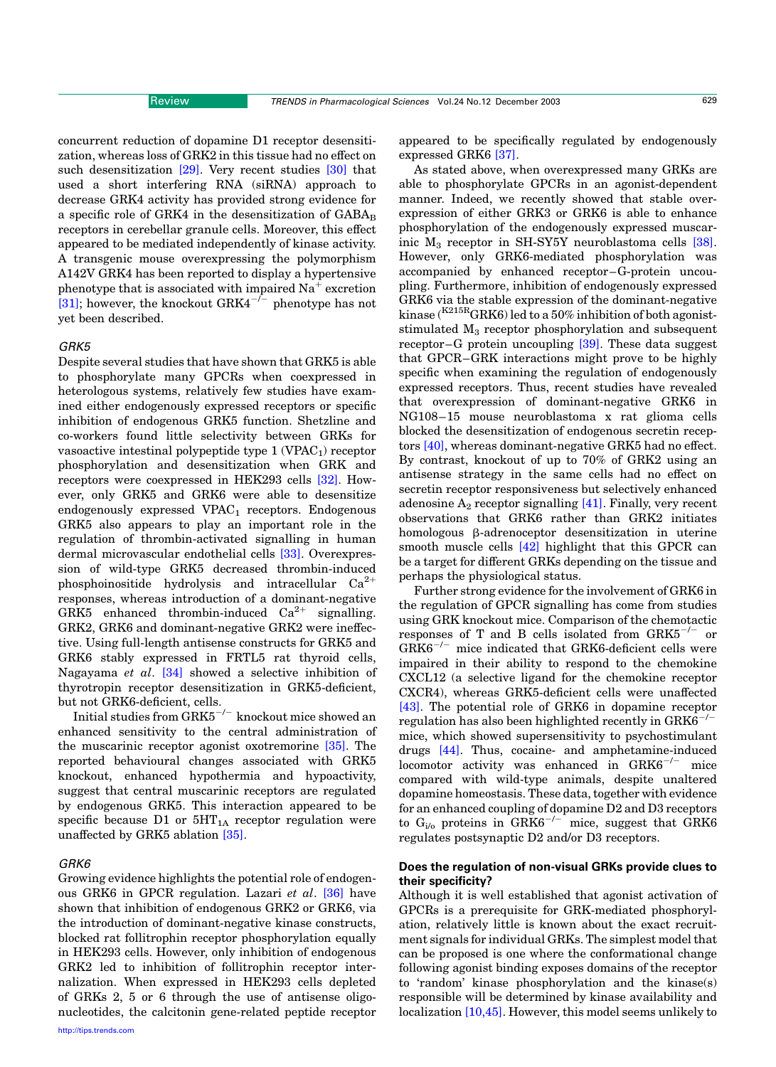concurrent reduction of dopamine D1 receptor desensitization, whereas loss of GRK2 in this tissue had no effect on such desensitization [29]. Very recent studies [30] that used a short interfering RNA (siRNA) approach to decrease GRK4 activity has provided strong evidence for a specific role of GRK4 in the desensitization of $GABA_B$ receptors in cerebellar granule cells. Moreover, this effect appeared to be mediated independently of kinase activity. A transgenic mouse overexpressing the polymorphism A142V GRK4 has been reported to display a hypertensive phenotype that is associated with impaired $Na^+$ excretion [31]; however, the knockout $GRK4^{-/-}$ phenotype has not yet been described.

### GRK5

Despite several studies that have shown that GRK5 is able to phosphorylate many GPCRs when coexpressed in heterologous systems, relatively few studies have examined either endogenously expressed receptors or specific inhibition of endogenous GRK5 function. Shetzline and co-workers found little selectivity between GRKs for vasoactive intestinal polypeptide type 1 ($VPAC_1$) receptor phosphorylation and desensitization when GRK and receptors were coexpressed in HEK293 cells [32]. However, only GRK5 and GRK6 were able to desensitize endogenously expressed $VPAC_1$ receptors. Endogenous GRK5 also appears to play an important role in the regulation of thrombin-activated signalling in human dermal microvascular endothelial cells [33]. Overexpression of wild-type GRK5 decreased thrombin-induced phosphoinositide hydrolysis and intracellular $Ca^{2+}$ responses, whereas introduction of a dominant-negative GRK5 enhanced thrombin-induced $Ca^{2+}$ signalling. GRK2, GRK6 and dominant-negative GRK2 were ineffective. Using full-length antisense constructs for GRK5 and GRK6 stably expressed in FRTL5 rat thyroid cells, Nagayama *et al*. [34] showed a selective inhibition of thyrotropin receptor desensitization in GRK5-deficient, but not GRK6-deficient, cells.

Initial studies from $GRK5^{-/-}$ knockout mice showed an enhanced sensitivity to the central administration of the muscarinic receptor agonist oxotremorine [35]. The reported behavioural changes associated with GRK5 knockout, enhanced hypothermia and hypoactivity, suggest that central muscarinic receptors are regulated by endogenous GRK5. This interaction appeared to be specific because D1 or $5HT_{1A}$ receptor regulation were unaffected by GRK5 ablation [35].

### GRK6

Growing evidence highlights the potential role of endogenous GRK6 in GPCR regulation. Lazari *et al*. [36] have shown that inhibition of endogenous GRK2 or GRK6, via the introduction of dominant-negative kinase constructs, blocked rat follitrophin receptor phosphorylation equally in HEK293 cells. However, only inhibition of endogenous GRK2 led to inhibition of follitrophin receptor internalization. When expressed in HEK293 cells depleted of GRKs 2, 5 or 6 through the use of antisense oligonucleotides, the calcitonin gene-related peptide receptor appeared to be specifically regulated by endogenously expressed GRK6 [37].

As stated above, when overexpressed many GRKs are able to phosphorylate GPCRs in an agonist-dependent manner. Indeed, we recently showed that stable overexpression of either GRK3 or GRK6 is able to enhance phosphorylation of the endogenously expressed muscarinic $M_3$ receptor in SH-SY5Y neuroblastoma cells [38]. However, only GRK6-mediated phosphorylation was accompanied by enhanced receptor–G-protein uncoupling. Furthermore, inhibition of endogenously expressed GRK6 via the stable expression of the dominant-negative kinase ($^{K215R}$GRK6) led to a 50% inhibition of both agonist-stimulated $M_3$ receptor phosphorylation and subsequent receptor–G protein uncoupling [39]. These data suggest that GPCR–GRK interactions might prove to be highly specific when examining the regulation of endogenously expressed receptors. Thus, recent studies have revealed that overexpression of dominant-negative GRK6 in NG108–15 mouse neuroblastoma x rat glioma cells blocked the desensitization of endogenous secretin receptors [40], whereas dominant-negative GRK5 had no effect. By contrast, knockout of up to 70% of GRK2 using an antisense strategy in the same cells had no effect on secretin receptor responsiveness but selectively enhanced adenosine $A_2$ receptor signalling [41]. Finally, very recent observations that GRK6 rather than GRK2 initiates homologous β-adrenoceptor desensitization in uterine smooth muscle cells [42] highlight that this GPCR can be a target for different GRKs depending on the tissue and perhaps the physiological status.

Further strong evidence for the involvement of GRK6 in the regulation of GPCR signalling has come from studies using GRK knockout mice. Comparison of the chemotactic responses of T and B cells isolated from $GRK5^{-/-}$ or $GRK6^{-/-}$ mice indicated that GRK6-deficient cells were impaired in their ability to respond to the chemokine CXCL12 (a selective ligand for the chemokine receptor CXCR4), whereas GRK5-deficient cells were unaffected [43]. The potential role of GRK6 in dopamine receptor regulation has also been highlighted recently in $GRK6^{-/-}$ mice, which showed supersensitivity to psychostimulant drugs [44]. Thus, cocaine- and amphetamine-induced locomotor activity was enhanced in $GRK6^{-/-}$ mice compared with wild-type animals, despite unaltered dopamine homeostasis. These data, together with evidence for an enhanced coupling of dopamine D2 and D3 receptors to $G_{i/o}$ proteins in $GRK6^{-/-}$ mice, suggest that GRK6 regulates postsynaptic D2 and/or D3 receptors.

## Does the regulation of non-visual GRKs provide clues to their specificity?

Although it is well established that agonist activation of GPCRs is a prerequisite for GRK-mediated phosphorylation, relatively little is known about the exact recruitment signals for individual GRKs. The simplest model that can be proposed is one where the conformational change following agonist binding exposes domains of the receptor to 'random' kinase phosphorylation and the kinase(s) responsible will be determined by kinase availability and localization [10,45]. However, this model seems unlikely to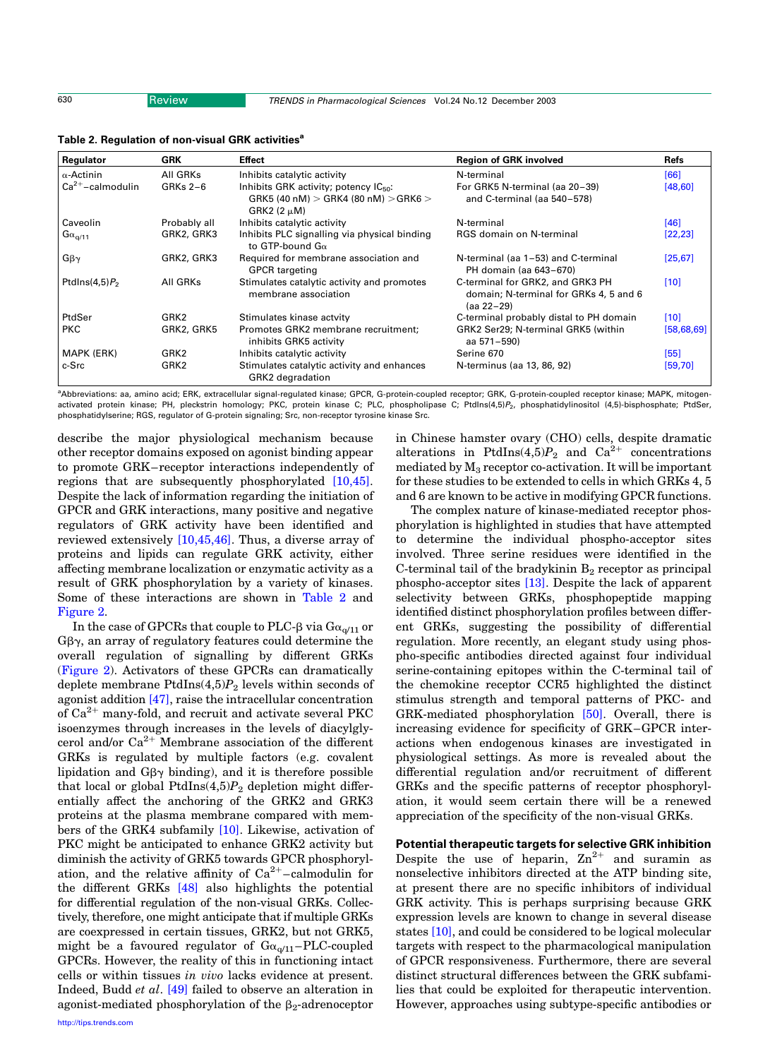**Table 2. Regulation of non-visual GRK activities[a]**

| Regulator | GRK | Effect | Region of GRK involved | Refs |
|---|---|---|---|---|
| α-Actinin | All GRKs | Inhibits catalytic activity | N-terminal | [66] |
| $Ca^{2+}$–calmodulin | GRKs 2–6 | Inhibits GRK activity; potency $IC_{50}$: GRK5 (40 nM) > GRK4 (80 nM) > GRK6 > GRK2 (2 μM) | For GRK5 N-terminal (aa 20–39) and C-terminal (aa 540–578) | [48,60] |
| Caveolin | Probably all | Inhibits catalytic activity | N-terminal | [46] |
| $G\alpha_{q/11}$ | GRK2, GRK3 | Inhibits PLC signalling via physical binding to GTP-bound Gα | RGS domain on N-terminal | [22,23] |
| Gβγ | GRK2, GRK3 | Required for membrane association and GPCR targeting | N-terminal (aa 1–53) and C-terminal PH domain (aa 643–670) | [25,67] |
| PtdIns(4,5)$P_2$ | All GRKs | Stimulates catalytic activity and promotes membrane association | C-terminal for GRK2, and GRK3 PH domain; N-terminal for GRKs 4, 5 and 6 (aa 22–29) | [10] |
| PtdSer | GRK2 | Stimulates kinase actvity | C-terminal probably distal to PH domain | [10] |
| PKC | GRK2, GRK5 | Promotes GRK2 membrane recruitment; inhibits GRK5 activity | GRK2 Ser29; N-terminal GRK5 (within aa 571–590) | [58,68,69] |
| MAPK (ERK) | GRK2 | Inhibits catalytic activity | Serine 670 | [55] |
| c-Src | GRK2 | Stimulates catalytic activity and enhances GRK2 degradation | N-terminus (aa 13, 86, 92) | [59,70] |

[a]Abbreviations: aa, amino acid; ERK, extracellular signal-regulated kinase; GPCR, G-protein-coupled receptor; GRK, G-protein-coupled receptor kinase; MAPK, mitogen-activated protein kinase; PH, pleckstrin homology; PKC, protein kinase C; PLC, phospholipase C; PtdIns(4,5)$P_2$, phosphatidylinositol (4,5)-bisphosphate; PtdSer, phosphatidylserine; RGS, regulator of G-protein signaling; Src, non-receptor tyrosine kinase Src.

describe the major physiological mechanism because other receptor domains exposed on agonist binding appear to promote GRK–receptor interactions independently of regions that are subsequently phosphorylated [10,45]. Despite the lack of information regarding the initiation of GPCR and GRK interactions, many positive and negative regulators of GRK activity have been identified and reviewed extensively [10,45,46]. Thus, a diverse array of proteins and lipids can regulate GRK activity, either affecting membrane localization or enzymatic activity as a result of GRK phosphorylation by a variety of kinases. Some of these interactions are shown in Table 2 and Figure 2.

In the case of GPCRs that couple to PLC-β via $G\alpha_{q/11}$ or Gβγ, an array of regulatory features could determine the overall regulation of signalling by different GRKs (Figure 2). Activators of these GPCRs can dramatically deplete membrane PtdIns(4,5)$P_2$ levels within seconds of agonist addition [47], raise the intracellular concentration of $Ca^{2+}$ many-fold, and recruit and activate several PKC isoenzymes through increases in the levels of diacylglycerol and/or $Ca^{2+}$ Membrane association of the different GRKs is regulated by multiple factors (e.g. covalent lipidation and Gβγ binding), and it is therefore possible that local or global PtdIns(4,5)$P_2$ depletion might differentially affect the anchoring of the GRK2 and GRK3 proteins at the plasma membrane compared with members of the GRK4 subfamily [10]. Likewise, activation of PKC might be anticipated to enhance GRK2 activity but diminish the activity of GRK5 towards GPCR phosphorylation, and the relative affinity of $Ca^{2+}$–calmodulin for the different GRKs [48] also highlights the potential for differential regulation of the non-visual GRKs. Collectively, therefore, one might anticipate that if multiple GRKs are coexpressed in certain tissues, GRK2, but not GRK5, might be a favoured regulator of $G\alpha_{q/11}$–PLC-coupled GPCRs. However, the reality of this in functioning intact cells or within tissues *in vivo* lacks evidence at present. Indeed, Budd *et al*. [49] failed to observe an alteration in agonist-mediated phosphorylation of the $\beta_2$-adrenoceptor in Chinese hamster ovary (CHO) cells, despite dramatic alterations in PtdIns(4,5)$P_2$ and $Ca^{2+}$ concentrations mediated by $M_3$ receptor co-activation. It will be important for these studies to be extended to cells in which GRKs 4, 5 and 6 are known to be active in modifying GPCR functions.

The complex nature of kinase-mediated receptor phosphorylation is highlighted in studies that have attempted to determine the individual phospho-acceptor sites involved. Three serine residues were identified in the C-terminal tail of the bradykinin $B_2$ receptor as principal phospho-acceptor sites [13]. Despite the lack of apparent selectivity between GRKs, phosphopeptide mapping identified distinct phosphorylation profiles between different GRKs, suggesting the possibility of differential regulation. More recently, an elegant study using phospho-specific antibodies directed against four individual serine-containing epitopes within the C-terminal tail of the chemokine receptor CCR5 highlighted the distinct stimulus strength and temporal patterns of PKC- and GRK-mediated phosphorylation [50]. Overall, there is increasing evidence for specificity of GRK–GPCR interactions when endogenous kinases are investigated in physiological settings. As more is revealed about the differential regulation and/or recruitment of different GRKs and the specific patterns of receptor phosphorylation, it would seem certain there will be a renewed appreciation of the specificity of the non-visual GRKs.

## Potential therapeutic targets for selective GRK inhibition

Despite the use of heparin, $Zn^{2+}$ and suramin as nonselective inhibitors directed at the ATP binding site, at present there are no specific inhibitors of individual GRK activity. This is perhaps surprising because GRK expression levels are known to change in several disease states [10], and could be considered to be logical molecular targets with respect to the pharmacological manipulation of GPCR responsiveness. Furthermore, there are several distinct structural differences between the GRK subfamilies that could be exploited for therapeutic intervention. However, approaches using subtype-specific antibodies or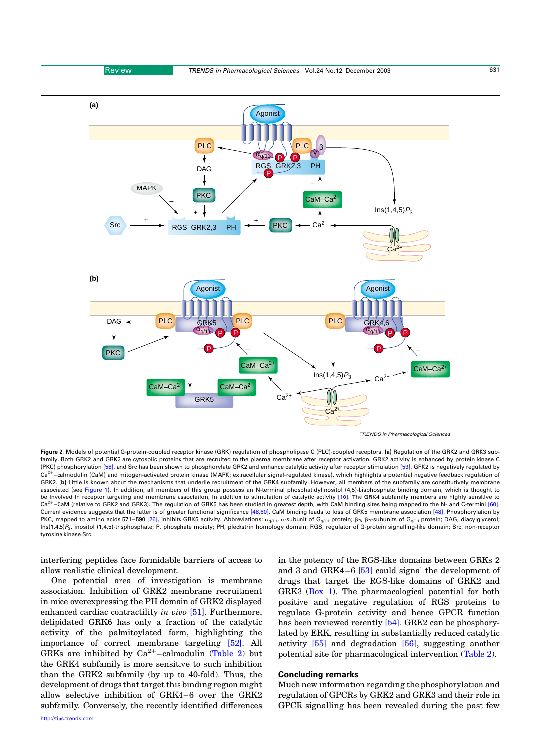**Figure 2.** Models of potential G-protein-coupled receptor kinase (GRK) regulation of phospholipase C (PLC)-coupled receptors. **(a)** Regulation of the GRK2 and GRK3 subfamily. Both GRK2 and GRK3 are cytosolic proteins that are recruited to the plasma membrane after receptor activation. GRK2 activity is enhanced by protein kinase C (PKC) phosphorylation [58], and Src has been shown to phosphorylate GRK2 and enhance catalytic activity after receptor stimulation [59]. GRK2 is negatively regulated by $Ca^{2+}$–calmodulin (CaM) and mitogen-activated protein kinase (MAPK; extracellular signal-regulated kinase), which highlights a potential negative feedback regulation of GRK2. **(b)** Little is known about the mechanisms that underlie recruitment of the GRK4 subfamily. However, all members of the subfamily are constitutively membrane associated (see Figure 1). In addition, all members of this group possess an N-terminal phosphatidylinositol (4,5)-bisphosphate binding domain, which is thought to be involved in receptor targeting and membrane association, in addition to stimulation of catalytic activity [10]. The GRK4 subfamily members are highly sensitive to $Ca^{2+}$–CaM (relative to GRK2 and GRK3). The regulation of GRK5 has been studied in greatest depth, with CaM binding sites being mapped to the N- and C-termini [60]. Current evidence suggests that the latter is of greater functional significance [48,60]. CaM binding leads to loss of GRK5 membrane association [48]. Phosphorylation by PKC, mapped to amino acids 571–590 [26], inhibits GRK5 activity. Abbreviations: $\alpha_{q/11}$, α-subunit of $G_{q/11}$ protein; βγ, βγ-subunits of $G_{q/11}$ protein; DAG, diacylglycerol; Ins(1,4,5)$P_3$, inositol (1,4,5)-trisphosphate; P, phosphate moiety; PH, pleckstrin homology domain; RGS, regulator of G-protein signalling-like domain; Src, non-receptor tyrosine kinase Src.

interfering peptides face formidable barriers of access to allow realistic clinical development.

One potential area of investigation is membrane association. Inhibition of GRK2 membrane recruitment in mice overexpressing the PH domain of GRK2 displayed enhanced cardiac contractility *in vivo* [51]. Furthermore, delipidated GRK6 has only a fraction of the catalytic activity of the palmitoylated form, highlighting the importance of correct membrane targeting [52]. All GRKs are inhibited by $Ca^{2+}$–calmodulin (Table 2) but the GRK4 subfamily is more sensitive to such inhibition than the GRK2 subfamily (by up to 40-fold). Thus, the development of drugs that target this binding region might allow selective inhibition of GRK4–6 over the GRK2 subfamily. Conversely, the recently identified differences in the potency of the RGS-like domains between GRKs 2 and 3 and GRK4–6 [53] could signal the development of drugs that target the RGS-like domains of GRK2 and GRK3 (Box 1). The pharmacological potential for both positive and negative regulation of RGS proteins to regulate G-protein activity and hence GPCR function has been reviewed recently [54]. GRK2 can be phosphorylated by ERK, resulting in substantially reduced catalytic activity [55] and degradation [56], suggesting another potential site for pharmacological intervention (Table 2).

## Concluding remarks

Much new information regarding the phosphorylation and regulation of GPCRs by GRK2 and GRK3 and their role in GPCR signalling has been revealed during the past few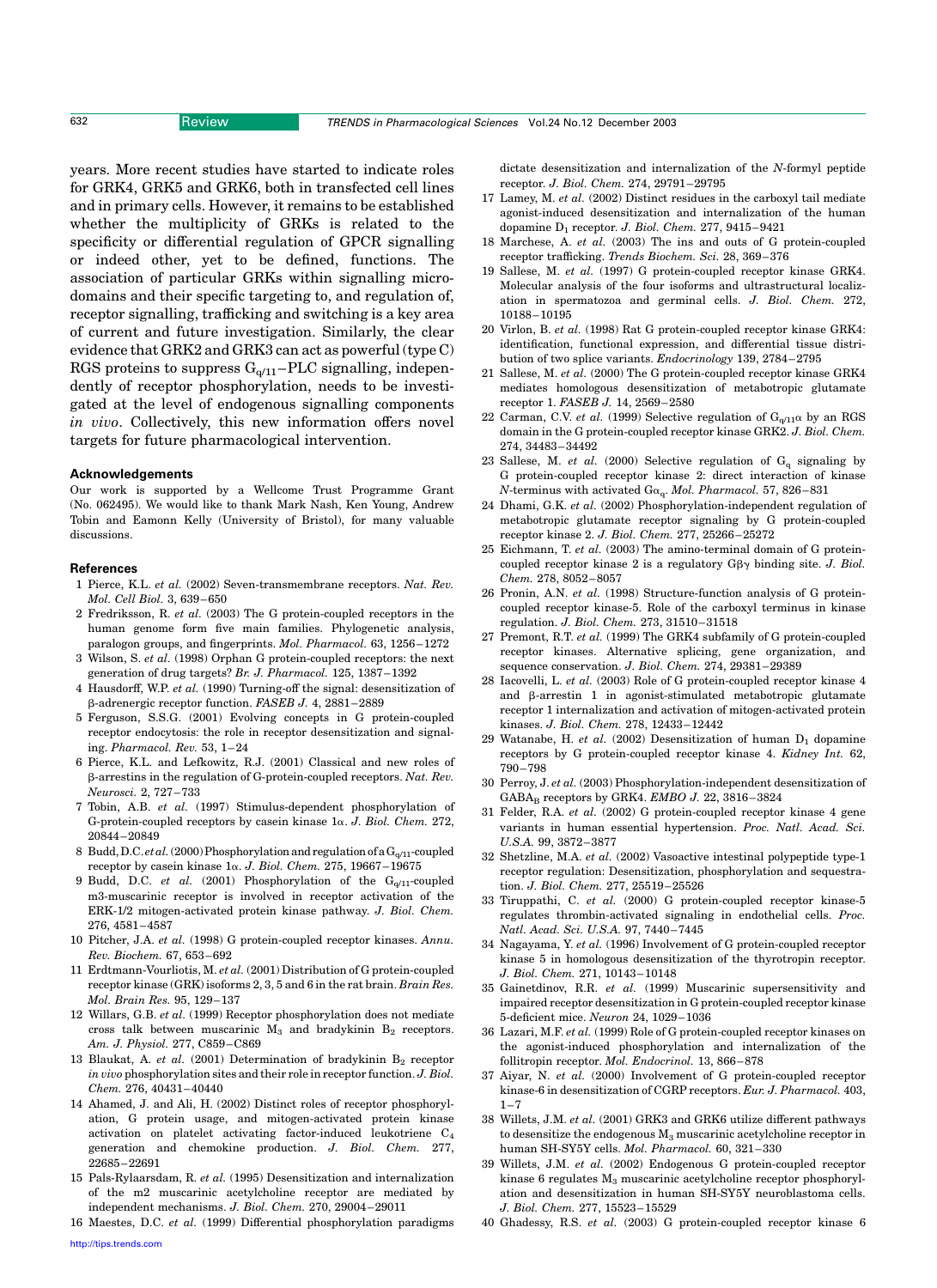years. More recent studies have started to indicate roles for GRK4, GRK5 and GRK6, both in transfected cell lines and in primary cells. However, it remains to be established whether the multiplicity of GRKs is related to the specificity or differential regulation of GPCR signalling or indeed other, yet to be defined, functions. The association of particular GRKs within signalling microdomains and their specific targeting to, and regulation of, receptor signalling, trafficking and switching is a key area of current and future investigation. Similarly, the clear evidence that GRK2 and GRK3 can act as powerful (type C) RGS proteins to suppress $G_{q/11}$–PLC signalling, independently of receptor phosphorylation, needs to be investigated at the level of endogenous signalling components *in vivo*. Collectively, this new information offers novel targets for future pharmacological intervention.

### Acknowledgements

Our work is supported by a Wellcome Trust Programme Grant (No. 062495). We would like to thank Mark Nash, Ken Young, Andrew Tobin and Eamonn Kelly (University of Bristol), for many valuable discussions.

### References

1 Pierce, K.L. *et al.* (2002) Seven-transmembrane receptors. *Nat. Rev. Mol. Cell Biol.* 3, 639–650

2 Fredriksson, R. *et al.* (2003) The G protein-coupled receptors in the human genome form five main families. Phylogenetic analysis, paralogon groups, and fingerprints. *Mol. Pharmacol.* 63, 1256–1272

3 Wilson, S. *et al.* (1998) Orphan G protein-coupled receptors: the next generation of drug targets? *Br. J. Pharmacol.* 125, 1387–1392

4 Hausdorff, W.P. *et al.* (1990) Turning-off the signal: desensitization of β-adrenergic receptor function. *FASEB J.* 4, 2881–2889

5 Ferguson, S.S.G. (2001) Evolving concepts in G protein-coupled receptor endocytosis: the role in receptor desensitization and signaling. *Pharmacol. Rev.* 53, 1–24

6 Pierce, K.L. and Lefkowitz, R.J. (2001) Classical and new roles of β-arrestins in the regulation of G-protein-coupled receptors. *Nat. Rev. Neurosci.* 2, 727–733

7 Tobin, A.B. *et al.* (1997) Stimulus-dependent phosphorylation of G-protein-coupled receptors by casein kinase 1α. *J. Biol. Chem.* 272, 20844–20849

8 Budd, D.C. *et al.* (2000) Phosphorylation and regulation of a $G_{q/11}$-coupled receptor by casein kinase 1α. *J. Biol. Chem.* 275, 19667–19675

9 Budd, D.C. *et al.* (2001) Phosphorylation of the $G_{q/11}$-coupled m3-muscarinic receptor is involved in receptor activation of the ERK-1/2 mitogen-activated protein kinase pathway. *J. Biol. Chem.* 276, 4581–4587

10 Pitcher, J.A. *et al.* (1998) G protein-coupled receptor kinases. *Annu. Rev. Biochem.* 67, 653–692

11 Erdtmann-Vourliotis, M. *et al.* (2001) Distribution of G protein-coupled receptor kinase (GRK) isoforms 2, 3, 5 and 6 in the rat brain. *Brain Res. Mol. Brain Res.* 95, 129–137

12 Willars, G.B. *et al.* (1999) Receptor phosphorylation does not mediate cross talk between muscarinic $M_3$ and bradykinin $B_2$ receptors. *Am. J. Physiol.* 277, C859–C869

13 Blaukat, A. *et al.* (2001) Determination of bradykinin $B_2$ receptor *in vivo* phosphorylation sites and their role in receptor function. *J. Biol. Chem.* 276, 40431–40440

14 Ahamed, J. and Ali, H. (2002) Distinct roles of receptor phosphorylation, G protein usage, and mitogen-activated protein kinase activation on platelet activating factor-induced leukotriene $C_4$ generation and chemokine production. *J. Biol. Chem.* 277, 22685–22691

15 Pals-Rylaarsdam, R. *et al.* (1995) Desensitization and internalization of the m2 muscarinic acetylcholine receptor are mediated by independent mechanisms. *J. Biol. Chem.* 270, 29004–29011

16 Maestes, D.C. *et al.* (1999) Differential phosphorylation paradigms dictate desensitization and internalization of the *N*-formyl peptide receptor. *J. Biol. Chem.* 274, 29791–29795

17 Lamey, M. *et al.* (2002) Distinct residues in the carboxyl tail mediate agonist-induced desensitization and internalization of the human dopamine $D_1$ receptor. *J. Biol. Chem.* 277, 9415–9421

18 Marchese, A. *et al.* (2003) The ins and outs of G protein-coupled receptor trafficking. *Trends Biochem. Sci.* 28, 369–376

19 Sallese, M. *et al.* (1997) G protein-coupled receptor kinase GRK4. Molecular analysis of the four isoforms and ultrastructural localization in spermatozoa and germinal cells. *J. Biol. Chem.* 272, 10188–10195

20 Virlon, B. *et al.* (1998) Rat G protein-coupled receptor kinase GRK4: identification, functional expression, and differential tissue distribution of two splice variants. *Endocrinology* 139, 2784–2795

21 Sallese, M. *et al.* (2000) The G protein-coupled receptor kinase GRK4 mediates homologous desensitization of metabotropic glutamate receptor 1. *FASEB J.* 14, 2569–2580

22 Carman, C.V. *et al.* (1999) Selective regulation of $G_{q/11}\alpha$ by an RGS domain in the G protein-coupled receptor kinase GRK2. *J. Biol. Chem.* 274, 34483–34492

23 Sallese, M. *et al.* (2000) Selective regulation of $G_q$ signaling by G protein-coupled receptor kinase 2: direct interaction of kinase *N*-terminus with activated $G\alpha_q$. *Mol. Pharmacol.* 57, 826–831

24 Dhami, G.K. *et al.* (2002) Phosphorylation-independent regulation of metabotropic glutamate receptor signaling by G protein-coupled receptor kinase 2. *J. Biol. Chem.* 277, 25266–25272

25 Eichmann, T. *et al.* (2003) The amino-terminal domain of G protein-coupled receptor kinase 2 is a regulatory Gβγ binding site. *J. Biol. Chem.* 278, 8052–8057

26 Pronin, A.N. *et al.* (1998) Structure-function analysis of G protein-coupled receptor kinase-5. Role of the carboxyl terminus in kinase regulation. *J. Biol. Chem.* 273, 31510–31518

27 Premont, R.T. *et al.* (1999) The GRK4 subfamily of G protein-coupled receptor kinases. Alternative splicing, gene organization, and sequence conservation. *J. Biol. Chem.* 274, 29381–29389

28 Iacovelli, L. *et al.* (2003) Role of G protein-coupled receptor kinase 4 and β-arrestin 1 in agonist-stimulated metabotropic glutamate receptor 1 internalization and activation of mitogen-activated protein kinases. *J. Biol. Chem.* 278, 12433–12442

29 Watanabe, H. *et al.* (2002) Desensitization of human $D_1$ dopamine receptors by G protein-coupled receptor kinase 4. *Kidney Int.* 62, 790–798

30 Perroy, J. *et al.* (2003) Phosphorylation-independent desensitization of $GABA_B$ receptors by GRK4. *EMBO J.* 22, 3816–3824

31 Felder, R.A. *et al.* (2002) G protein-coupled receptor kinase 4 gene variants in human essential hypertension. *Proc. Natl. Acad. Sci. U.S.A.* 99, 3872–3877

32 Shetzline, M.A. *et al.* (2002) Vasoactive intestinal polypeptide type-1 receptor regulation: Desensitization, phosphorylation and sequestration. *J. Biol. Chem.* 277, 25519–25526

33 Tiruppathi, C. *et al.* (2000) G protein-coupled receptor kinase-5 regulates thrombin-activated signaling in endothelial cells. *Proc. Natl. Acad. Sci. U.S.A.* 97, 7440–7445

34 Nagayama, Y. *et al.* (1996) Involvement of G protein-coupled receptor kinase 5 in homologous desensitization of the thyrotropin receptor. *J. Biol. Chem.* 271, 10143–10148

35 Gainetdinov, R.R. *et al.* (1999) Muscarinic supersensitivity and impaired receptor desensitization in G protein-coupled receptor kinase 5-deficient mice. *Neuron* 24, 1029–1036

36 Lazari, M.F. *et al.* (1999) Role of G protein-coupled receptor kinases on the agonist-induced phosphorylation and internalization of the follitropin receptor. *Mol. Endocrinol.* 13, 866–878

37 Aiyar, N. *et al.* (2000) Involvement of G protein-coupled receptor kinase-6 in desensitization of CGRP receptors. *Eur. J. Pharmacol.* 403, 1–7

38 Willets, J.M. *et al.* (2001) GRK3 and GRK6 utilize different pathways to desensitize the endogenous $M_3$ muscarinic acetylcholine receptor in human SH-SY5Y cells. *Mol. Pharmacol.* 60, 321–330

39 Willets, J.M. *et al.* (2002) Endogenous G protein-coupled receptor kinase 6 regulates $M_3$ muscarinic acetylcholine receptor phosphorylation and desensitization in human SH-SY5Y neuroblastoma cells. *J. Biol. Chem.* 277, 15523–15529

40 Ghadessy, R.S. *et al.* (2003) G protein-coupled receptor kinase 6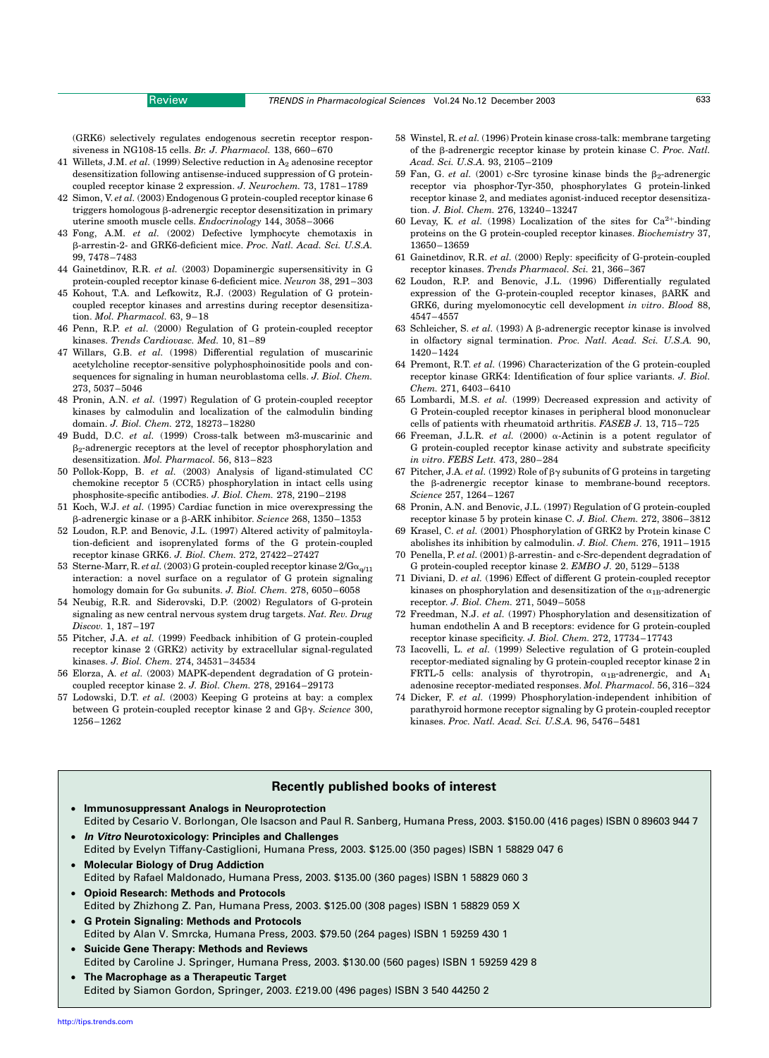(GRK6) selectively regulates endogenous secretin receptor responsiveness in NG108-15 cells. *Br. J. Pharmacol.* 138, 660–670

41 Willets, J.M. *et al.* (1999) Selective reduction in $A_2$ adenosine receptor desensitization following antisense-induced suppression of G protein-coupled receptor kinase 2 expression. *J. Neurochem.* 73, 1781–1789

42 Simon, V. *et al.* (2003) Endogenous G protein-coupled receptor kinase 6 triggers homologous β-adrenergic receptor desensitization in primary uterine smooth muscle cells. *Endocrinology* 144, 3058–3066

43 Fong, A.M. *et al.* (2002) Defective lymphocyte chemotaxis in β-arrestin-2- and GRK6-deficient mice. *Proc. Natl. Acad. Sci. U.S.A.* 99, 7478–7483

44 Gainetdinov, R.R. *et al.* (2003) Dopaminergic supersensitivity in G protein-coupled receptor kinase 6-deficient mice. *Neuron* 38, 291–303

45 Kohout, T.A. and Lefkowitz, R.J. (2003) Regulation of G protein-coupled receptor kinases and arrestins during receptor desensitization. *Mol. Pharmacol.* 63, 9–18

46 Penn, R.P. *et al.* (2000) Regulation of G protein-coupled receptor kinases. *Trends Cardiovasc. Med.* 10, 81–89

47 Willars, G.B. *et al.* (1998) Differential regulation of muscarinic acetylcholine receptor-sensitive polyphosphoinositide pools and consequences for signaling in human neuroblastoma cells. *J. Biol. Chem.* 273, 5037–5046

48 Pronin, A.N. *et al.* (1997) Regulation of G protein-coupled receptor kinases by calmodulin and localization of the calmodulin binding domain. *J. Biol. Chem.* 272, 18273–18280

49 Budd, D.C. *et al.* (1999) Cross-talk between m3-muscarinic and $\beta_2$-adrenergic receptors at the level of receptor phosphorylation and desensitization. *Mol. Pharmacol.* 56, 813–823

50 Pollok-Kopp, B. *et al.* (2003) Analysis of ligand-stimulated CC chemokine receptor 5 (CCR5) phosphorylation in intact cells using phosphosite-specific antibodies. *J. Biol. Chem.* 278, 2190–2198

51 Koch, W.J. *et al.* (1995) Cardiac function in mice overexpressing the β-adrenergic kinase or a β-ARK inhibitor. *Science* 268, 1350–1353

52 Loudon, R.P. and Benovic, J.L. (1997) Altered activity of palmitoylation-deficient and isoprenylated forms of the G protein-coupled receptor kinase GRK6. *J. Biol. Chem.* 272, 27422–27427

53 Sterne-Marr, R. *et al.* (2003) G protein-coupled receptor kinase 2/$G\alpha_{q/11}$ interaction: a novel surface on a regulator of G protein signaling homology domain for Gα subunits. *J. Biol. Chem.* 278, 6050–6058

54 Neubig, R.R. and Siderovski, D.P. (2002) Regulators of G-protein signaling as new central nervous system drug targets. *Nat. Rev. Drug Discov.* 1, 187–197

55 Pitcher, J.A. *et al.* (1999) Feedback inhibition of G protein-coupled receptor kinase 2 (GRK2) activity by extracellular signal-regulated kinases. *J. Biol. Chem.* 274, 34531–34534

56 Elorza, A. *et al.* (2003) MAPK-dependent degradation of G protein-coupled receptor kinase 2. *J. Biol. Chem.* 278, 29164–29173

57 Lodowski, D.T. *et al.* (2003) Keeping G proteins at bay: a complex between G protein-coupled receptor kinase 2 and Gβγ. *Science* 300, 1256–1262

58 Winstel, R. *et al.* (1996) Protein kinase cross-talk: membrane targeting of the β-adrenergic receptor kinase by protein kinase C. *Proc. Natl. Acad. Sci. U.S.A.* 93, 2105–2109

59 Fan, G. *et al.* (2001) c-Src tyrosine kinase binds the $\beta_2$-adrenergic receptor via phospho-Tyr-350, phosphorylates G protein-linked receptor kinase 2, and mediates agonist-induced receptor desensitization. *J. Biol. Chem.* 276, 13240–13247

60 Levay, K. *et al.* (1998) Localization of the sites for $Ca^{2+}$-binding proteins on the G protein-coupled receptor kinases. *Biochemistry* 37, 13650–13659

61 Gainetdinov, R.R. *et al.* (2000) Reply: specificity of G-protein-coupled receptor kinases. *Trends Pharmacol. Sci.* 21, 366–367

62 Loudon, R.P. and Benovic, J.L. (1996) Differentially regulated expression of the G-protein-coupled receptor kinases, βARK and GRK6, during myelomonocytic cell development *in vitro*. *Blood* 88, 4547–4557

63 Schleicher, S. *et al.* (1993) A β-adrenergic receptor kinase is involved in olfactory signal termination. *Proc. Natl. Acad. Sci. U.S.A.* 90, 1420–1424

64 Premont, R.T. *et al.* (1996) Characterization of the G protein-coupled receptor kinase GRK4: Identification of four splice variants. *J. Biol. Chem.* 271, 6403–6410

65 Lombardi, M.S. *et al.* (1999) Decreased expression and activity of G Protein-coupled receptor kinases in peripheral blood mononuclear cells of patients with rheumatoid arthritis. *FASEB J.* 13, 715–725

66 Freeman, J.L.R. *et al.* (2000) α-Actinin is a potent regulator of G protein-coupled receptor kinase activity and substrate specificity *in vitro*. *FEBS Lett.* 473, 280–284

67 Pitcher, J.A. *et al.* (1992) Role of βγ subunits of G proteins in targeting the β-adrenergic receptor kinase to membrane-bound receptors. *Science* 257, 1264–1267

68 Pronin, A.N. and Benovic, J.L. (1997) Regulation of G protein-coupled receptor kinase 5 by protein kinase C. *J. Biol. Chem.* 272, 3806–3812

69 Krasel, C. *et al.* (2001) Phosphorylation of GRK2 by Protein kinase C abolishes its inhibition by calmodulin. *J. Biol. Chem.* 276, 1911–1915

70 Penella, P. *et al.* (2001) β-arrestin- and c-Src-dependent degradation of G protein-coupled receptor kinase 2. *EMBO J.* 20, 5129–5138

71 Diviani, D. *et al.* (1996) Effect of different G protein-coupled receptor kinases on phosphorylation and desensitization of the $\alpha_{1B}$-adrenergic receptor. *J. Biol. Chem.* 271, 5049–5058

72 Freedman, N.J. *et al.* (1997) Phosphorylation and desensitization of human endothelin A and B receptors: evidence for G protein-coupled receptor kinase specificity. *J. Biol. Chem.* 272, 17734–17743

73 Iacovelli, L. *et al.* (1999) Selective regulation of G protein-coupled receptor-mediated signaling by G protein-coupled receptor kinase 2 in FRTL-5 cells: analysis of thyrotropin, $\alpha_{1B}$-adrenergic, and $A_1$ adenosine receptor-mediated responses. *Mol. Pharmacol.* 56, 316–324

74 Dicker, F. *et al.* (1999) Phosphorylation-independent inhibition of parathyroid hormone receptor signaling by G protein-coupled receptor kinases. *Proc. Natl. Acad. Sci. U.S.A.* 96, 5476–5481

## Recently published books of interest

- **Immunosuppressant Analogs in Neuroprotection**
  Edited by Cesario V. Borlongan, Ole Isacson and Paul R. Sanberg, Humana Press, 2003. $150.00 (416 pages) ISBN 0 89603 944 7
- ***In Vitro* Neurotoxicology: Principles and Challenges**
  Edited by Evelyn Tiffany-Castiglioni, Humana Press, 2003. $125.00 (350 pages) ISBN 1 58829 047 6
- **Molecular Biology of Drug Addiction**
  Edited by Rafael Maldonado, Humana Press, 2003. $135.00 (360 pages) ISBN 1 58829 060 3
- **Opioid Research: Methods and Protocols**
  Edited by Zhizhong Z. Pan, Humana Press, 2003. $125.00 (308 pages) ISBN 1 58829 059 X
- **G Protein Signaling: Methods and Protocols**
  Edited by Alan V. Smrcka, Humana Press, 2003. $79.50 (264 pages) ISBN 1 59259 430 1
- **Suicide Gene Therapy: Methods and Reviews**
  Edited by Caroline J. Springer, Humana Press, 2003. $130.00 (560 pages) ISBN 1 59259 429 8
- **The Macrophage as a Therapeutic Target**
  Edited by Siamon Gordon, Springer, 2003. £219.00 (496 pages) ISBN 3 540 44250 2